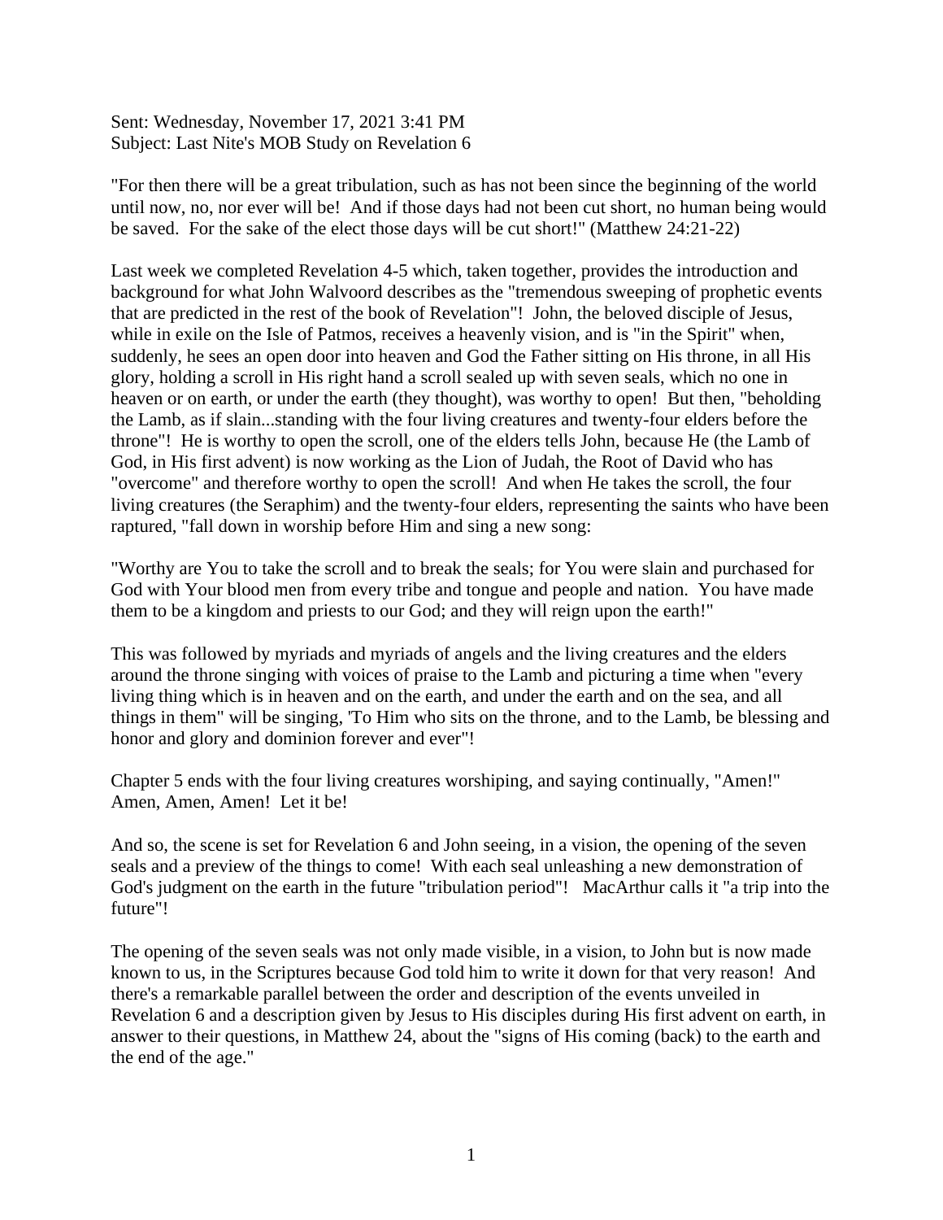Sent: Wednesday, November 17, 2021 3:41 PM
Subject: Last Nite's MOB Study on Revelation 6

"For then there will be a great tribulation, such as has not been since the beginning of the world until now, no, nor ever will be! And if those days had not been cut short, no human being would be saved. For the sake of the elect those days will be cut short!" (Matthew 24:21-22)

Last week we completed Revelation 4-5 which, taken together, provides the introduction and background for what John Walvoord describes as the "tremendous sweeping of prophetic events that are predicted in the rest of the book of Revelation"! John, the beloved disciple of Jesus, while in exile on the Isle of Patmos, receives a heavenly vision, and is "in the Spirit" when, suddenly, he sees an open door into heaven and God the Father sitting on His throne, in all His glory, holding a scroll in His right hand a scroll sealed up with seven seals, which no one in heaven or on earth, or under the earth (they thought), was worthy to open! But then, "beholding the Lamb, as if slain...standing with the four living creatures and twenty-four elders before the throne"! He is worthy to open the scroll, one of the elders tells John, because He (the Lamb of God, in His first advent) is now working as the Lion of Judah, the Root of David who has "overcome" and therefore worthy to open the scroll! And when He takes the scroll, the four living creatures (the Seraphim) and the twenty-four elders, representing the saints who have been raptured, "fall down in worship before Him and sing a new song:

"Worthy are You to take the scroll and to break the seals; for You were slain and purchased for God with Your blood men from every tribe and tongue and people and nation. You have made them to be a kingdom and priests to our God; and they will reign upon the earth!"

This was followed by myriads and myriads of angels and the living creatures and the elders around the throne singing with voices of praise to the Lamb and picturing a time when "every living thing which is in heaven and on the earth, and under the earth and on the sea, and all things in them" will be singing, 'To Him who sits on the throne, and to the Lamb, be blessing and honor and glory and dominion forever and ever"!

Chapter 5 ends with the four living creatures worshiping, and saying continually, "Amen!" Amen, Amen, Amen! Let it be!

And so, the scene is set for Revelation 6 and John seeing, in a vision, the opening of the seven seals and a preview of the things to come! With each seal unleashing a new demonstration of God's judgment on the earth in the future "tribulation period"! MacArthur calls it "a trip into the future"!

The opening of the seven seals was not only made visible, in a vision, to John but is now made known to us, in the Scriptures because God told him to write it down for that very reason! And there's a remarkable parallel between the order and description of the events unveiled in Revelation 6 and a description given by Jesus to His disciples during His first advent on earth, in answer to their questions, in Matthew 24, about the "signs of His coming (back) to the earth and the end of the age."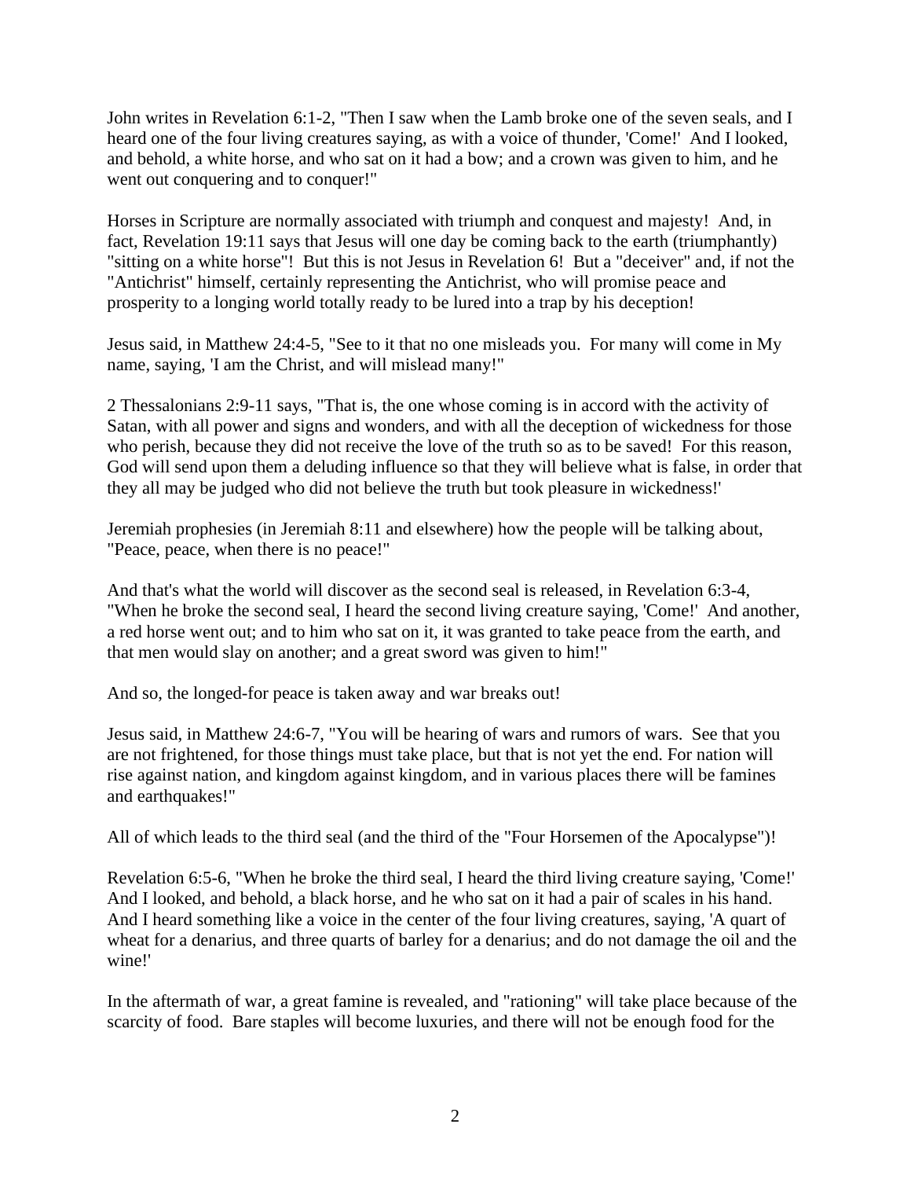John writes in Revelation 6:1-2, "Then I saw when the Lamb broke one of the seven seals, and I heard one of the four living creatures saying, as with a voice of thunder, 'Come!' And I looked, and behold, a white horse, and who sat on it had a bow; and a crown was given to him, and he went out conquering and to conquer!"

Horses in Scripture are normally associated with triumph and conquest and majesty! And, in fact, Revelation 19:11 says that Jesus will one day be coming back to the earth (triumphantly) "sitting on a white horse"! But this is not Jesus in Revelation 6! But a "deceiver" and, if not the "Antichrist" himself, certainly representing the Antichrist, who will promise peace and prosperity to a longing world totally ready to be lured into a trap by his deception!

Jesus said, in Matthew 24:4-5, "See to it that no one misleads you. For many will come in My name, saying, 'I am the Christ, and will mislead many!"

2 Thessalonians 2:9-11 says, "That is, the one whose coming is in accord with the activity of Satan, with all power and signs and wonders, and with all the deception of wickedness for those who perish, because they did not receive the love of the truth so as to be saved! For this reason, God will send upon them a deluding influence so that they will believe what is false, in order that they all may be judged who did not believe the truth but took pleasure in wickedness!'

Jeremiah prophesies (in Jeremiah 8:11 and elsewhere) how the people will be talking about, "Peace, peace, when there is no peace!"

And that's what the world will discover as the second seal is released, in Revelation 6:3-4, "When he broke the second seal, I heard the second living creature saying, 'Come!' And another, a red horse went out; and to him who sat on it, it was granted to take peace from the earth, and that men would slay on another; and a great sword was given to him!"

And so, the longed-for peace is taken away and war breaks out!

Jesus said, in Matthew 24:6-7, "You will be hearing of wars and rumors of wars. See that you are not frightened, for those things must take place, but that is not yet the end. For nation will rise against nation, and kingdom against kingdom, and in various places there will be famines and earthquakes!"

All of which leads to the third seal (and the third of the "Four Horsemen of the Apocalypse")!

Revelation 6:5-6, "When he broke the third seal, I heard the third living creature saying, 'Come!' And I looked, and behold, a black horse, and he who sat on it had a pair of scales in his hand. And I heard something like a voice in the center of the four living creatures, saying, 'A quart of wheat for a denarius, and three quarts of barley for a denarius; and do not damage the oil and the wine!'

In the aftermath of war, a great famine is revealed, and "rationing" will take place because of the scarcity of food. Bare staples will become luxuries, and there will not be enough food for the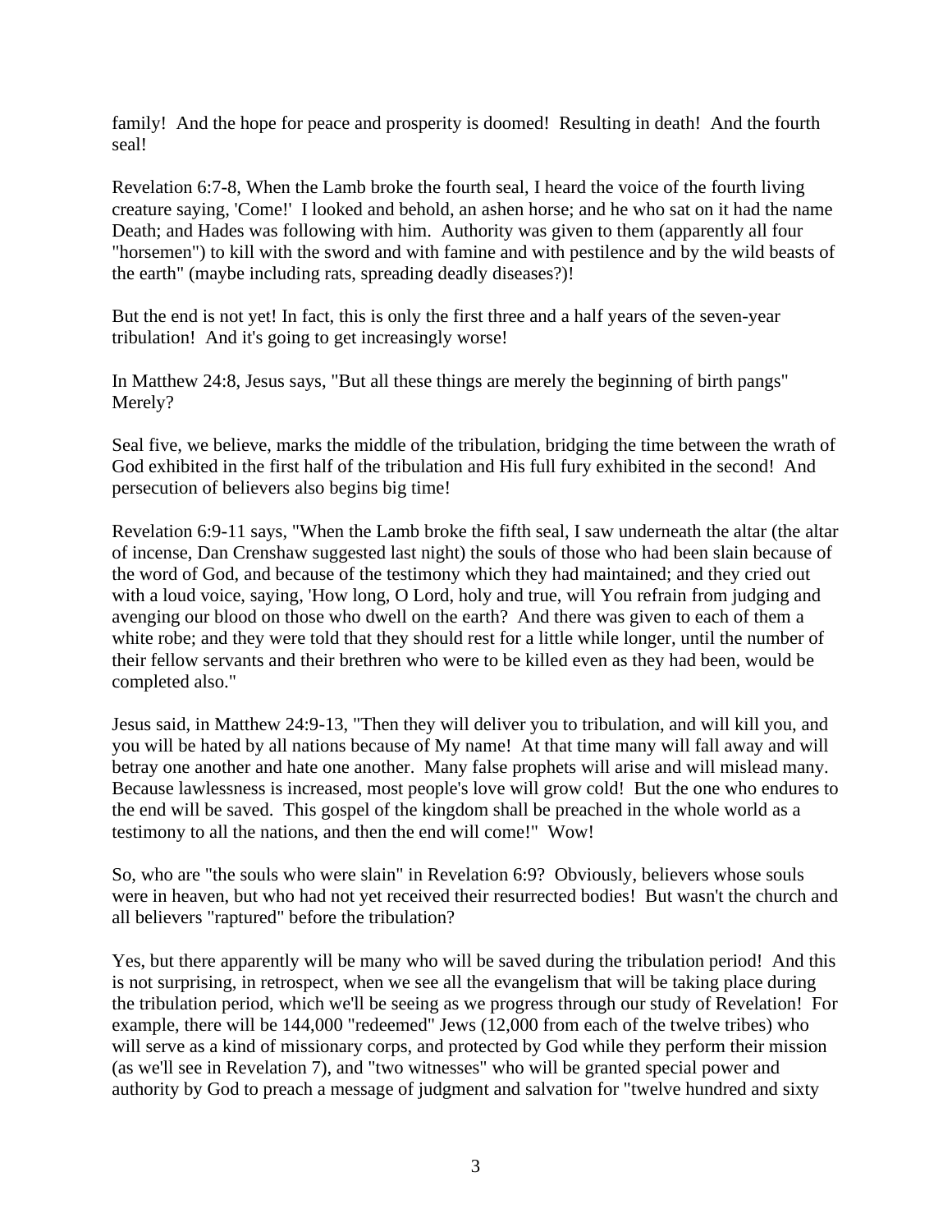family! And the hope for peace and prosperity is doomed! Resulting in death! And the fourth seal!

Revelation 6:7-8, When the Lamb broke the fourth seal, I heard the voice of the fourth living creature saying, 'Come!' I looked and behold, an ashen horse; and he who sat on it had the name Death; and Hades was following with him. Authority was given to them (apparently all four "horsemen") to kill with the sword and with famine and with pestilence and by the wild beasts of the earth" (maybe including rats, spreading deadly diseases?)!

But the end is not yet! In fact, this is only the first three and a half years of the seven-year tribulation! And it's going to get increasingly worse!

In Matthew 24:8, Jesus says, "But all these things are merely the beginning of birth pangs" Merely?

Seal five, we believe, marks the middle of the tribulation, bridging the time between the wrath of God exhibited in the first half of the tribulation and His full fury exhibited in the second! And persecution of believers also begins big time!

Revelation 6:9-11 says, "When the Lamb broke the fifth seal, I saw underneath the altar (the altar of incense, Dan Crenshaw suggested last night) the souls of those who had been slain because of the word of God, and because of the testimony which they had maintained; and they cried out with a loud voice, saying, 'How long, O Lord, holy and true, will You refrain from judging and avenging our blood on those who dwell on the earth? And there was given to each of them a white robe; and they were told that they should rest for a little while longer, until the number of their fellow servants and their brethren who were to be killed even as they had been, would be completed also."

Jesus said, in Matthew 24:9-13, "Then they will deliver you to tribulation, and will kill you, and you will be hated by all nations because of My name! At that time many will fall away and will betray one another and hate one another. Many false prophets will arise and will mislead many. Because lawlessness is increased, most people's love will grow cold! But the one who endures to the end will be saved. This gospel of the kingdom shall be preached in the whole world as a testimony to all the nations, and then the end will come!" Wow!

So, who are "the souls who were slain" in Revelation 6:9? Obviously, believers whose souls were in heaven, but who had not yet received their resurrected bodies! But wasn't the church and all believers "raptured" before the tribulation?

Yes, but there apparently will be many who will be saved during the tribulation period! And this is not surprising, in retrospect, when we see all the evangelism that will be taking place during the tribulation period, which we'll be seeing as we progress through our study of Revelation! For example, there will be 144,000 "redeemed" Jews (12,000 from each of the twelve tribes) who will serve as a kind of missionary corps, and protected by God while they perform their mission (as we'll see in Revelation 7), and "two witnesses" who will be granted special power and authority by God to preach a message of judgment and salvation for "twelve hundred and sixty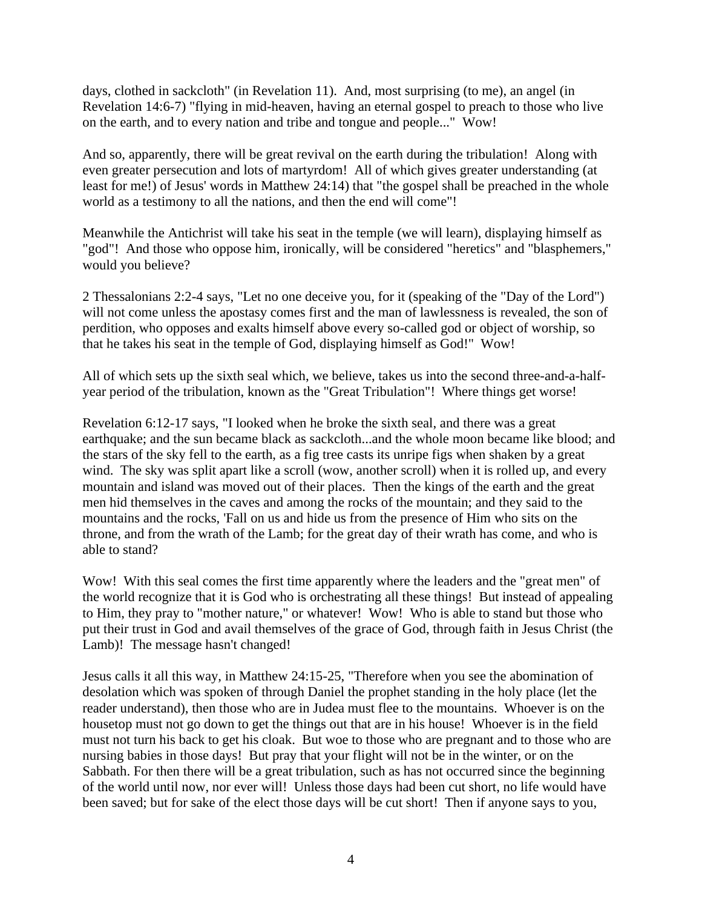days, clothed in sackcloth" (in Revelation 11). And, most surprising (to me), an angel (in Revelation 14:6-7) "flying in mid-heaven, having an eternal gospel to preach to those who live on the earth, and to every nation and tribe and tongue and people..." Wow!

And so, apparently, there will be great revival on the earth during the tribulation! Along with even greater persecution and lots of martyrdom! All of which gives greater understanding (at least for me!) of Jesus' words in Matthew 24:14) that "the gospel shall be preached in the whole world as a testimony to all the nations, and then the end will come"!

Meanwhile the Antichrist will take his seat in the temple (we will learn), displaying himself as "god"! And those who oppose him, ironically, will be considered "heretics" and "blasphemers," would you believe?

2 Thessalonians 2:2-4 says, "Let no one deceive you, for it (speaking of the "Day of the Lord") will not come unless the apostasy comes first and the man of lawlessness is revealed, the son of perdition, who opposes and exalts himself above every so-called god or object of worship, so that he takes his seat in the temple of God, displaying himself as God!" Wow!

All of which sets up the sixth seal which, we believe, takes us into the second three-and-a-half-year period of the tribulation, known as the "Great Tribulation"! Where things get worse!

Revelation 6:12-17 says, "I looked when he broke the sixth seal, and there was a great earthquake; and the sun became black as sackcloth...and the whole moon became like blood; and the stars of the sky fell to the earth, as a fig tree casts its unripe figs when shaken by a great wind. The sky was split apart like a scroll (wow, another scroll) when it is rolled up, and every mountain and island was moved out of their places. Then the kings of the earth and the great men hid themselves in the caves and among the rocks of the mountain; and they said to the mountains and the rocks, 'Fall on us and hide us from the presence of Him who sits on the throne, and from the wrath of the Lamb; for the great day of their wrath has come, and who is able to stand?

Wow! With this seal comes the first time apparently where the leaders and the "great men" of the world recognize that it is God who is orchestrating all these things! But instead of appealing to Him, they pray to "mother nature," or whatever! Wow! Who is able to stand but those who put their trust in God and avail themselves of the grace of God, through faith in Jesus Christ (the Lamb)! The message hasn't changed!

Jesus calls it all this way, in Matthew 24:15-25, "Therefore when you see the abomination of desolation which was spoken of through Daniel the prophet standing in the holy place (let the reader understand), then those who are in Judea must flee to the mountains. Whoever is on the housetop must not go down to get the things out that are in his house! Whoever is in the field must not turn his back to get his cloak. But woe to those who are pregnant and to those who are nursing babies in those days! But pray that your flight will not be in the winter, or on the Sabbath. For then there will be a great tribulation, such as has not occurred since the beginning of the world until now, nor ever will! Unless those days had been cut short, no life would have been saved; but for sake of the elect those days will be cut short! Then if anyone says to you,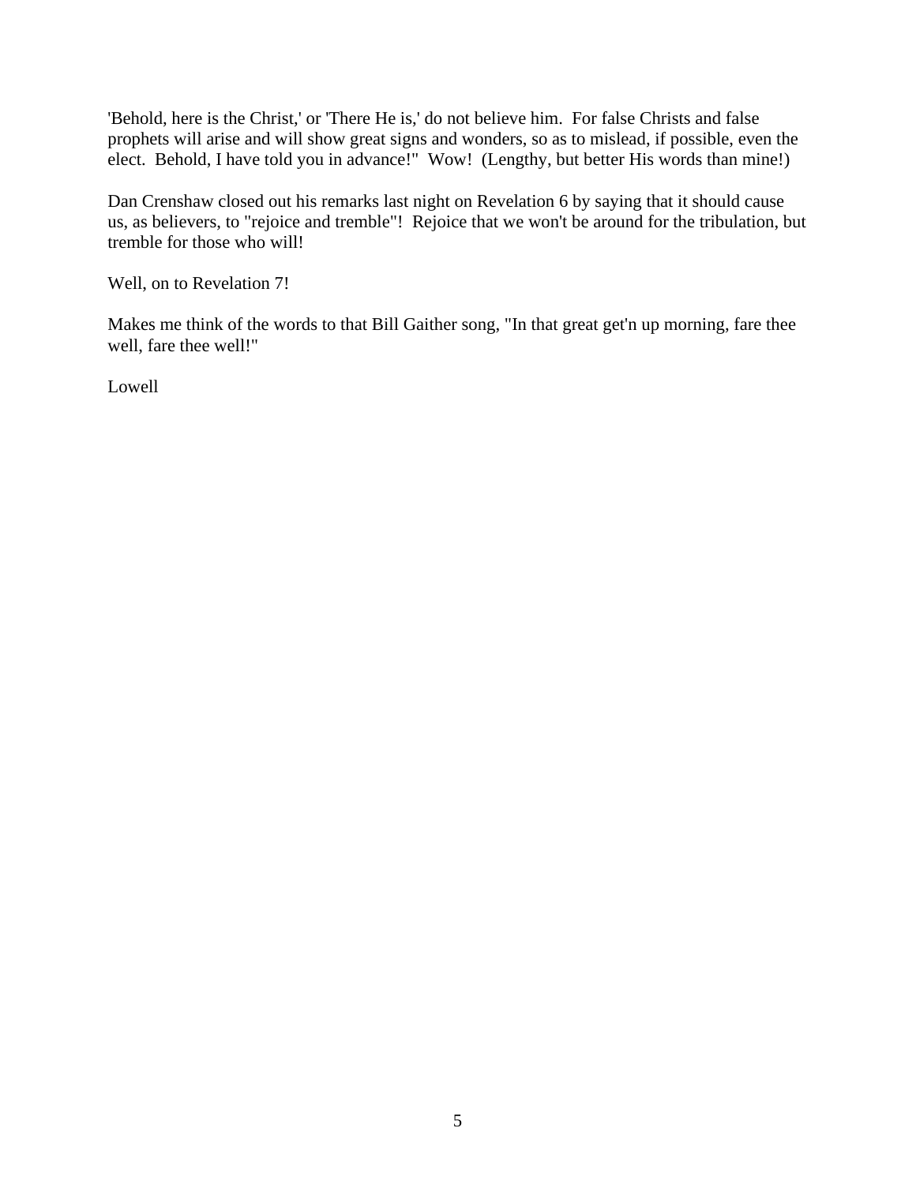'Behold, here is the Christ,' or 'There He is,' do not believe him. For false Christs and false prophets will arise and will show great signs and wonders, so as to mislead, if possible, even the elect. Behold, I have told you in advance!" Wow! (Lengthy, but better His words than mine!)

Dan Crenshaw closed out his remarks last night on Revelation 6 by saying that it should cause us, as believers, to "rejoice and tremble"! Rejoice that we won't be around for the tribulation, but tremble for those who will!

Well, on to Revelation 7!

Makes me think of the words to that Bill Gaither song, "In that great get'n up morning, fare thee well, fare thee well!"

Lowell